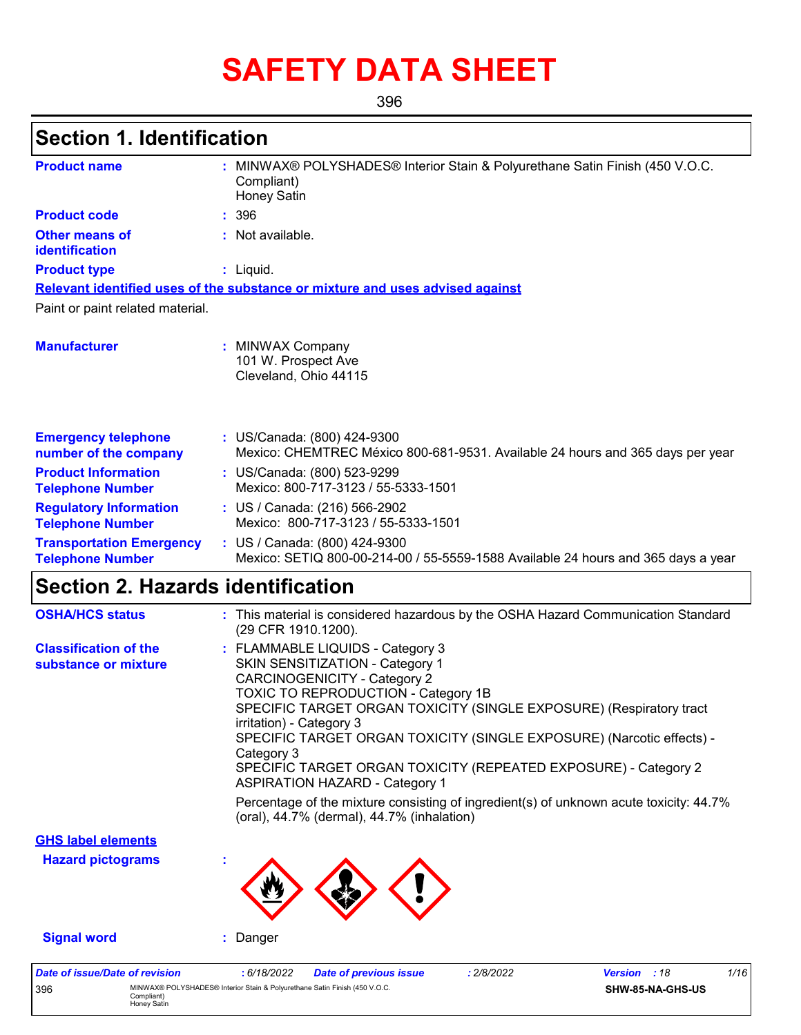# SAFETY DATA SHEET

396

## Section 1. Identification

| | | |
|---|---|---|
| **Product name** | : | MINWAX® POLYSHADES® Interior Stain & Polyurethane Satin Finish (450 V.O.C. Compliant)<br>Honey Satin |
| **Product code** | : | 396 |
| **Other means of identification** | : | Not available. |
| **Product type** | : | Liquid. |

**Relevant identified uses of the substance or mixture and uses advised against**

Paint or paint related material.

| | | |
|---|---|---|
| **Manufacturer** | : | MINWAX Company<br>101 W. Prospect Ave<br>Cleveland, Ohio 44115 |
| **Emergency telephone number of the company** | : | US/Canada: (800) 424-9300<br>Mexico: CHEMTREC México 800-681-9531. Available 24 hours and 365 days per year |
| **Product Information Telephone Number** | : | US/Canada: (800) 523-9299<br>Mexico: 800-717-3123 / 55-5333-1501 |
| **Regulatory Information Telephone Number** | : | US / Canada: (216) 566-2902<br>Mexico: 800-717-3123 / 55-5333-1501 |
| **Transportation Emergency Telephone Number** | : | US / Canada: (800) 424-9300<br>Mexico: SETIQ 800-00-214-00 / 55-5559-1588 Available 24 hours and 365 days a year |

## Section 2. Hazards identification

| | | |
|---|---|---|
| **OSHA/HCS status** | : | This material is considered hazardous by the OSHA Hazard Communication Standard (29 CFR 1910.1200). |
| **Classification of the substance or mixture** | : | FLAMMABLE LIQUIDS - Category 3<br>SKIN SENSITIZATION - Category 1<br>CARCINOGENICITY - Category 2<br>TOXIC TO REPRODUCTION - Category 1B<br>SPECIFIC TARGET ORGAN TOXICITY (SINGLE EXPOSURE) (Respiratory tract irritation) - Category 3<br>SPECIFIC TARGET ORGAN TOXICITY (SINGLE EXPOSURE) (Narcotic effects) - Category 3<br>SPECIFIC TARGET ORGAN TOXICITY (REPEATED EXPOSURE) - Category 2<br>ASPIRATION HAZARD - Category 1<br><br>Percentage of the mixture consisting of ingredient(s) of unknown acute toxicity: 44.7% (oral), 44.7% (dermal), 44.7% (inhalation) |

**GHS label elements**

| | | |
|---|---|---|
| **Hazard pictograms** | : | |
| **Signal word** | : | Danger |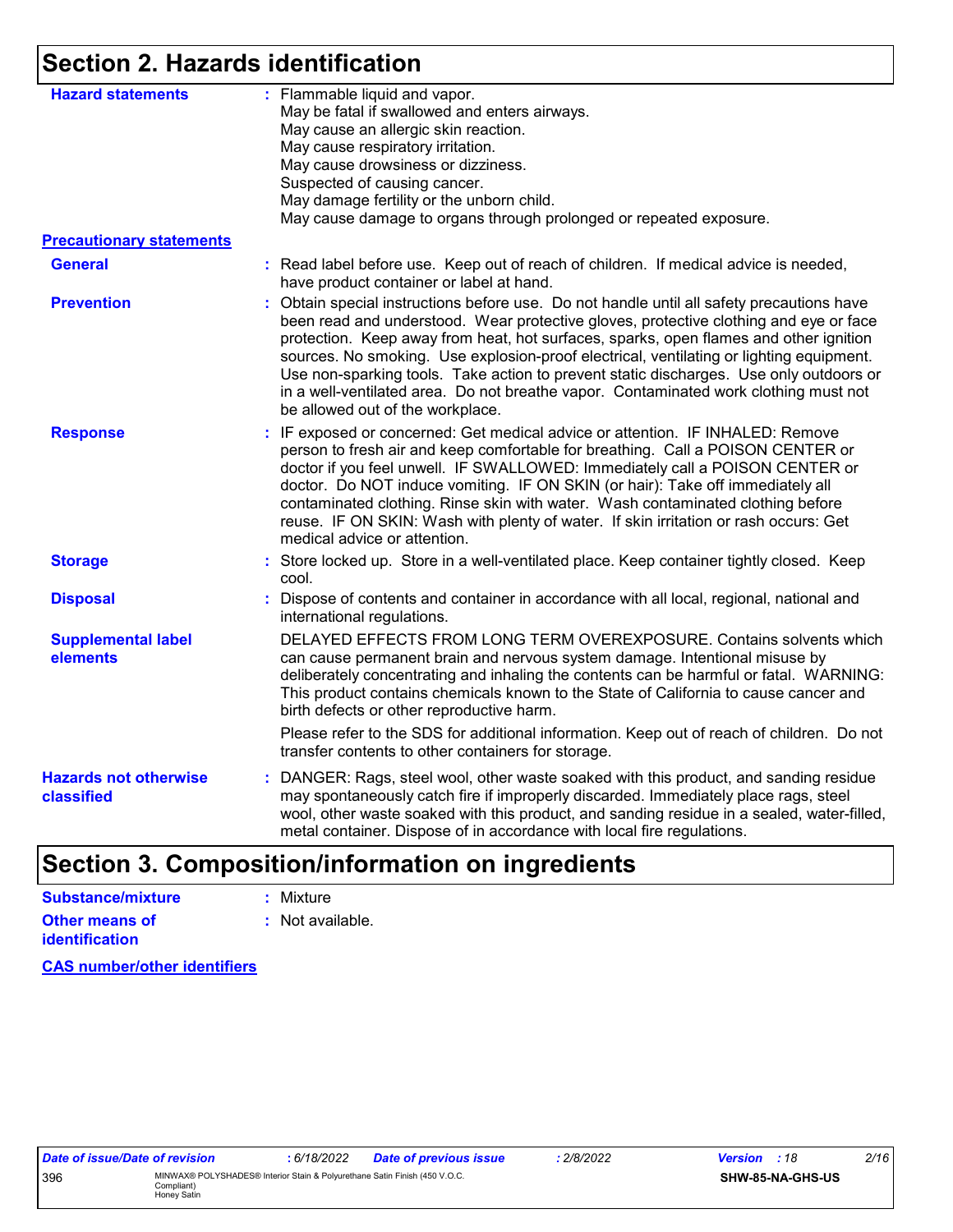## Section 2. Hazards identification

**Hazard statements** : Flammable liquid and vapor.
May be fatal if swallowed and enters airways.
May cause an allergic skin reaction.
May cause respiratory irritation.
May cause drowsiness or dizziness.
Suspected of causing cancer.
May damage fertility or the unborn child.
May cause damage to organs through prolonged or repeated exposure.

**Precautionary statements**

**General** : Read label before use. Keep out of reach of children. If medical advice is needed, have product container or label at hand.

**Prevention** : Obtain special instructions before use. Do not handle until all safety precautions have been read and understood. Wear protective gloves, protective clothing and eye or face protection. Keep away from heat, hot surfaces, sparks, open flames and other ignition sources. No smoking. Use explosion-proof electrical, ventilating or lighting equipment. Use non-sparking tools. Take action to prevent static discharges. Use only outdoors or in a well-ventilated area. Do not breathe vapor. Contaminated work clothing must not be allowed out of the workplace.

**Response** : IF exposed or concerned: Get medical advice or attention. IF INHALED: Remove person to fresh air and keep comfortable for breathing. Call a POISON CENTER or doctor if you feel unwell. IF SWALLOWED: Immediately call a POISON CENTER or doctor. Do NOT induce vomiting. IF ON SKIN (or hair): Take off immediately all contaminated clothing. Rinse skin with water. Wash contaminated clothing before reuse. IF ON SKIN: Wash with plenty of water. If skin irritation or rash occurs: Get medical advice or attention.

**Storage** : Store locked up. Store in a well-ventilated place. Keep container tightly closed. Keep cool.

**Disposal** : Dispose of contents and container in accordance with all local, regional, national and international regulations.

**Supplemental label elements** DELAYED EFFECTS FROM LONG TERM OVEREXPOSURE. Contains solvents which can cause permanent brain and nervous system damage. Intentional misuse by deliberately concentrating and inhaling the contents can be harmful or fatal. WARNING: This product contains chemicals known to the State of California to cause cancer and birth defects or other reproductive harm.

Please refer to the SDS for additional information. Keep out of reach of children. Do not transfer contents to other containers for storage.

**Hazards not otherwise classified** : DANGER: Rags, steel wool, other waste soaked with this product, and sanding residue may spontaneously catch fire if improperly discarded. Immediately place rags, steel wool, other waste soaked with this product, and sanding residue in a sealed, water-filled, metal container. Dispose of in accordance with local fire regulations.

## Section 3. Composition/information on ingredients

**Substance/mixture** : Mixture

**Other means of identification** : Not available.

**CAS number/other identifiers**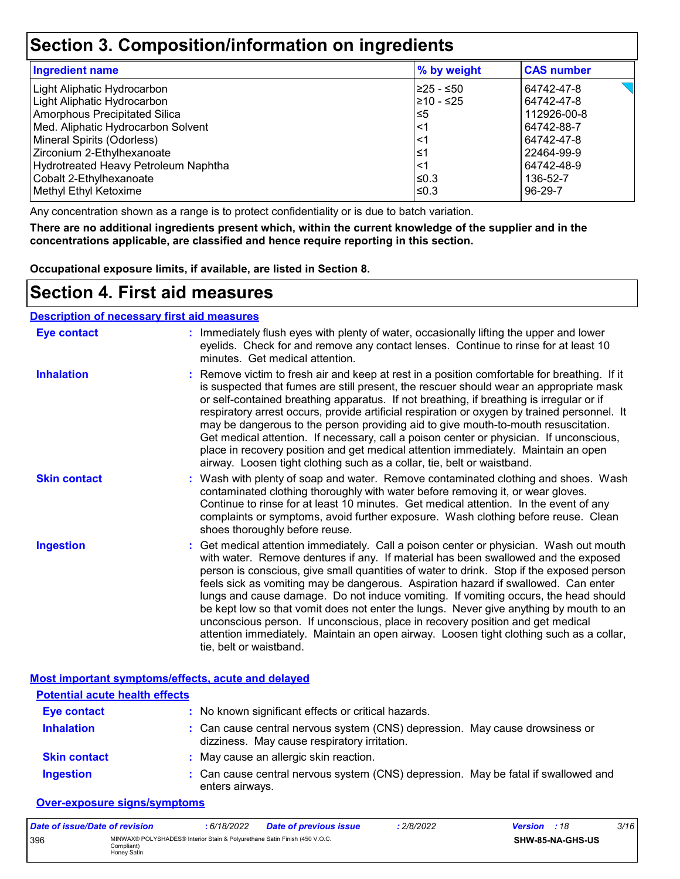## Section 3. Composition/information on ingredients

| Ingredient name | % by weight | CAS number |
|---|---|---|
| Light Aliphatic Hydrocarbon | ≥25 - ≤50 | 64742-47-8 |
| Light Aliphatic Hydrocarbon | ≥10 - ≤25 | 64742-47-8 |
| Amorphous Precipitated Silica | ≤5 | 112926-00-8 |
| Med. Aliphatic Hydrocarbon Solvent | <1 | 64742-88-7 |
| Mineral Spirits (Odorless) | <1 | 64742-47-8 |
| Zirconium 2-Ethylhexanoate | ≤1 | 22464-99-9 |
| Hydrotreated Heavy Petroleum Naphtha | <1 | 64742-48-9 |
| Cobalt 2-Ethylhexanoate | ≤0.3 | 136-52-7 |
| Methyl Ethyl Ketoxime | ≤0.3 | 96-29-7 |

Any concentration shown as a range is to protect confidentiality or is due to batch variation.

**There are no additional ingredients present which, within the current knowledge of the supplier and in the concentrations applicable, are classified and hence require reporting in this section.**

**Occupational exposure limits, if available, are listed in Section 8.**

## Section 4. First aid measures

### Description of necessary first aid measures

**Eye contact** : Immediately flush eyes with plenty of water, occasionally lifting the upper and lower eyelids. Check for and remove any contact lenses. Continue to rinse for at least 10 minutes. Get medical attention.

**Inhalation** : Remove victim to fresh air and keep at rest in a position comfortable for breathing. If it is suspected that fumes are still present, the rescuer should wear an appropriate mask or self-contained breathing apparatus. If not breathing, if breathing is irregular or if respiratory arrest occurs, provide artificial respiration or oxygen by trained personnel. It may be dangerous to the person providing aid to give mouth-to-mouth resuscitation. Get medical attention. If necessary, call a poison center or physician. If unconscious, place in recovery position and get medical attention immediately. Maintain an open airway. Loosen tight clothing such as a collar, tie, belt or waistband.

**Skin contact** : Wash with plenty of soap and water. Remove contaminated clothing and shoes. Wash contaminated clothing thoroughly with water before removing it, or wear gloves. Continue to rinse for at least 10 minutes. Get medical attention. In the event of any complaints or symptoms, avoid further exposure. Wash clothing before reuse. Clean shoes thoroughly before reuse.

**Ingestion** : Get medical attention immediately. Call a poison center or physician. Wash out mouth with water. Remove dentures if any. If material has been swallowed and the exposed person is conscious, give small quantities of water to drink. Stop if the exposed person feels sick as vomiting may be dangerous. Aspiration hazard if swallowed. Can enter lungs and cause damage. Do not induce vomiting. If vomiting occurs, the head should be kept low so that vomit does not enter the lungs. Never give anything by mouth to an unconscious person. If unconscious, place in recovery position and get medical attention immediately. Maintain an open airway. Loosen tight clothing such as a collar, tie, belt or waistband.

### Most important symptoms/effects, acute and delayed

#### Potential acute health effects

**Eye contact** : No known significant effects or critical hazards.

**Inhalation** : Can cause central nervous system (CNS) depression. May cause drowsiness or dizziness. May cause respiratory irritation.

**Skin contact** : May cause an allergic skin reaction.

**Ingestion** : Can cause central nervous system (CNS) depression. May be fatal if swallowed and enters airways.

#### Over-exposure signs/symptoms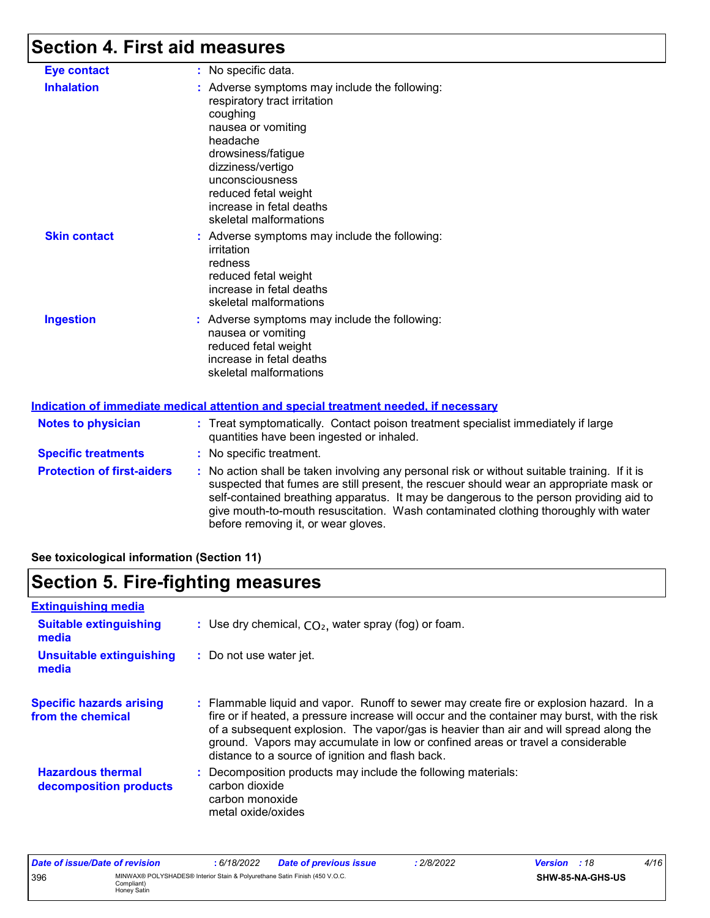# Section 4. First aid measures

**Eye contact** : No specific data.

**Inhalation** : Adverse symptoms may include the following:
respiratory tract irritation
coughing
nausea or vomiting
headache
drowsiness/fatigue
dizziness/vertigo
unconsciousness
reduced fetal weight
increase in fetal deaths
skeletal malformations

**Skin contact** : Adverse symptoms may include the following:
irritation
redness
reduced fetal weight
increase in fetal deaths
skeletal malformations

**Ingestion** : Adverse symptoms may include the following:
nausea or vomiting
reduced fetal weight
increase in fetal deaths
skeletal malformations

## Indication of immediate medical attention and special treatment needed, if necessary

**Notes to physician** : Treat symptomatically. Contact poison treatment specialist immediately if large quantities have been ingested or inhaled.

**Specific treatments** : No specific treatment.

**Protection of first-aiders** : No action shall be taken involving any personal risk or without suitable training. If it is suspected that fumes are still present, the rescuer should wear an appropriate mask or self-contained breathing apparatus. It may be dangerous to the person providing aid to give mouth-to-mouth resuscitation. Wash contaminated clothing thoroughly with water before removing it, or wear gloves.

**See toxicological information (Section 11)**

# Section 5. Fire-fighting measures

## Extinguishing media

**Suitable extinguishing media** : Use dry chemical, $CO_2$, water spray (fog) or foam.

**Unsuitable extinguishing media** : Do not use water jet.

**Specific hazards arising from the chemical** : Flammable liquid and vapor. Runoff to sewer may create fire or explosion hazard. In a fire or if heated, a pressure increase will occur and the container may burst, with the risk of a subsequent explosion. The vapor/gas is heavier than air and will spread along the ground. Vapors may accumulate in low or confined areas or travel a considerable distance to a source of ignition and flash back.

**Hazardous thermal decomposition products** : Decomposition products may include the following materials:
carbon dioxide
carbon monoxide
metal oxide/oxides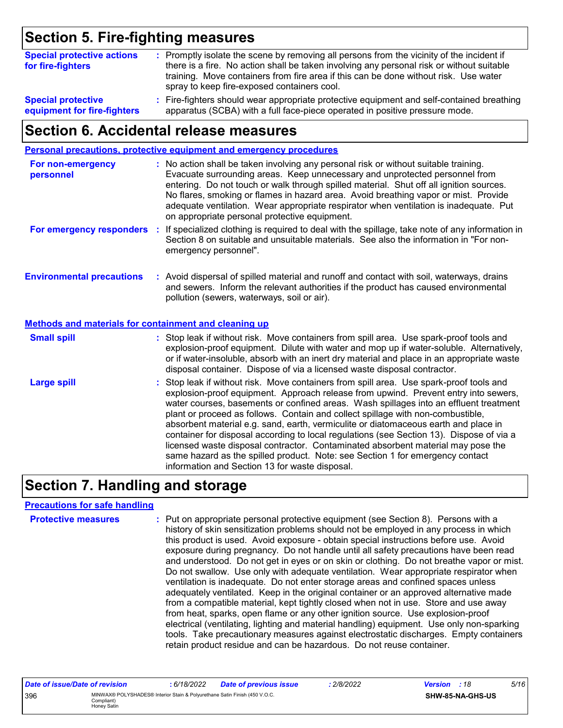## Section 5. Fire-fighting measures

**Special protective actions for fire-fighters** : Promptly isolate the scene by removing all persons from the vicinity of the incident if there is a fire. No action shall be taken involving any personal risk or without suitable training. Move containers from fire area if this can be done without risk. Use water spray to keep fire-exposed containers cool.

**Special protective equipment for fire-fighters** : Fire-fighters should wear appropriate protective equipment and self-contained breathing apparatus (SCBA) with a full face-piece operated in positive pressure mode.

## Section 6. Accidental release measures

### Personal precautions, protective equipment and emergency procedures

**For non-emergency personnel** : No action shall be taken involving any personal risk or without suitable training. Evacuate surrounding areas. Keep unnecessary and unprotected personnel from entering. Do not touch or walk through spilled material. Shut off all ignition sources. No flares, smoking or flames in hazard area. Avoid breathing vapor or mist. Provide adequate ventilation. Wear appropriate respirator when ventilation is inadequate. Put on appropriate personal protective equipment.

**For emergency responders** : If specialized clothing is required to deal with the spillage, take note of any information in Section 8 on suitable and unsuitable materials. See also the information in "For non-emergency personnel".

**Environmental precautions** : Avoid dispersal of spilled material and runoff and contact with soil, waterways, drains and sewers. Inform the relevant authorities if the product has caused environmental pollution (sewers, waterways, soil or air).

### Methods and materials for containment and cleaning up

**Small spill** : Stop leak if without risk. Move containers from spill area. Use spark-proof tools and explosion-proof equipment. Dilute with water and mop up if water-soluble. Alternatively, or if water-insoluble, absorb with an inert dry material and place in an appropriate waste disposal container. Dispose of via a licensed waste disposal contractor.

**Large spill** : Stop leak if without risk. Move containers from spill area. Use spark-proof tools and explosion-proof equipment. Approach release from upwind. Prevent entry into sewers, water courses, basements or confined areas. Wash spillages into an effluent treatment plant or proceed as follows. Contain and collect spillage with non-combustible, absorbent material e.g. sand, earth, vermiculite or diatomaceous earth and place in container for disposal according to local regulations (see Section 13). Dispose of via a licensed waste disposal contractor. Contaminated absorbent material may pose the same hazard as the spilled product. Note: see Section 1 for emergency contact information and Section 13 for waste disposal.

## Section 7. Handling and storage

### Precautions for safe handling

**Protective measures** : Put on appropriate personal protective equipment (see Section 8). Persons with a history of skin sensitization problems should not be employed in any process in which this product is used. Avoid exposure - obtain special instructions before use. Avoid exposure during pregnancy. Do not handle until all safety precautions have been read and understood. Do not get in eyes or on skin or clothing. Do not breathe vapor or mist. Do not swallow. Use only with adequate ventilation. Wear appropriate respirator when ventilation is inadequate. Do not enter storage areas and confined spaces unless adequately ventilated. Keep in the original container or an approved alternative made from a compatible material, kept tightly closed when not in use. Store and use away from heat, sparks, open flame or any other ignition source. Use explosion-proof electrical (ventilating, lighting and material handling) equipment. Use only non-sparking tools. Take precautionary measures against electrostatic discharges. Empty containers retain product residue and can be hazardous. Do not reuse container.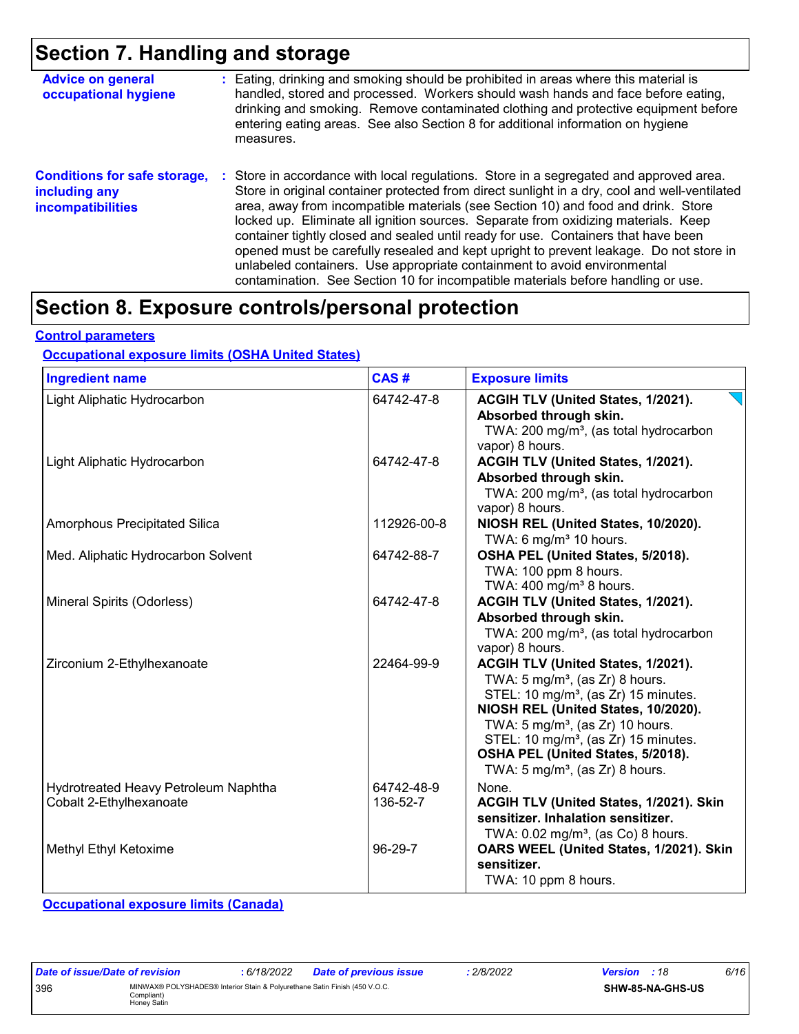## Section 7. Handling and storage

**Advice on general occupational hygiene** : Eating, drinking and smoking should be prohibited in areas where this material is handled, stored and processed. Workers should wash hands and face before eating, drinking and smoking. Remove contaminated clothing and protective equipment before entering eating areas. See also Section 8 for additional information on hygiene measures.

**Conditions for safe storage, including any incompatibilities** : Store in accordance with local regulations. Store in a segregated and approved area. Store in original container protected from direct sunlight in a dry, cool and well-ventilated area, away from incompatible materials (see Section 10) and food and drink. Store locked up. Eliminate all ignition sources. Separate from oxidizing materials. Keep container tightly closed and sealed until ready for use. Containers that have been opened must be carefully resealed and kept upright to prevent leakage. Do not store in unlabeled containers. Use appropriate containment to avoid environmental contamination. See Section 10 for incompatible materials before handling or use.

## Section 8. Exposure controls/personal protection

**Control parameters**

**Occupational exposure limits (OSHA United States)**

| Ingredient name | CAS # | Exposure limits |
|---|---|---|
| Light Aliphatic Hydrocarbon | 64742-47-8 | **ACGIH TLV (United States, 1/2021). Absorbed through skin.** TWA: 200 mg/m³, (as total hydrocarbon vapor) 8 hours. |
| Light Aliphatic Hydrocarbon | 64742-47-8 | **ACGIH TLV (United States, 1/2021). Absorbed through skin.** TWA: 200 mg/m³, (as total hydrocarbon vapor) 8 hours. |
| Amorphous Precipitated Silica | 112926-00-8 | **NIOSH REL (United States, 10/2020).** TWA: 6 mg/m³ 10 hours. |
| Med. Aliphatic Hydrocarbon Solvent | 64742-88-7 | **OSHA PEL (United States, 5/2018).** TWA: 100 ppm 8 hours. TWA: 400 mg/m³ 8 hours. |
| Mineral Spirits (Odorless) | 64742-47-8 | **ACGIH TLV (United States, 1/2021). Absorbed through skin.** TWA: 200 mg/m³, (as total hydrocarbon vapor) 8 hours. |
| Zirconium 2-Ethylhexanoate | 22464-99-9 | **ACGIH TLV (United States, 1/2021).** TWA: 5 mg/m³, (as Zr) 8 hours. STEL: 10 mg/m³, (as Zr) 15 minutes. **NIOSH REL (United States, 10/2020).** TWA: 5 mg/m³, (as Zr) 10 hours. STEL: 10 mg/m³, (as Zr) 15 minutes. **OSHA PEL (United States, 5/2018).** TWA: 5 mg/m³, (as Zr) 8 hours. |
| Hydrotreated Heavy Petroleum Naphtha | 64742-48-9 | None. |
| Cobalt 2-Ethylhexanoate | 136-52-7 | **ACGIH TLV (United States, 1/2021). Skin sensitizer. Inhalation sensitizer.** TWA: 0.02 mg/m³, (as Co) 8 hours. |
| Methyl Ethyl Ketoxime | 96-29-7 | **OARS WEEL (United States, 1/2021). Skin sensitizer.** TWA: 10 ppm 8 hours. |

**Occupational exposure limits (Canada)**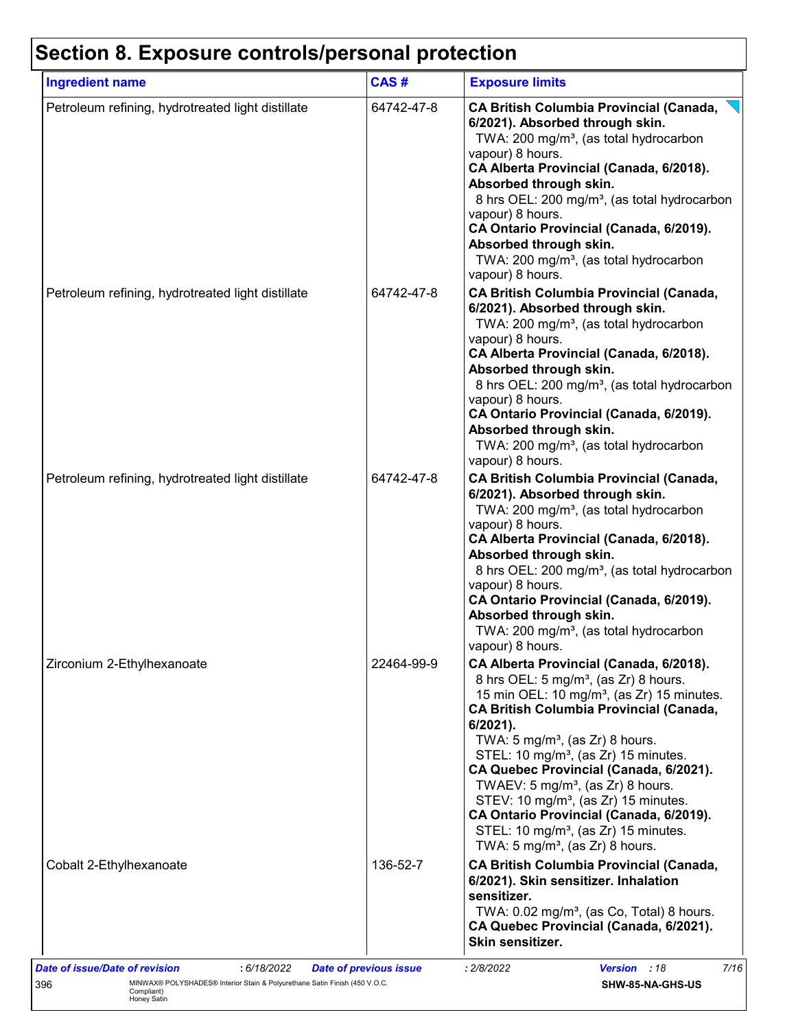# Section 8. Exposure controls/personal protection

| Ingredient name | CAS # | Exposure limits |
|---|---|---|
| Petroleum refining, hydrotreated light distillate | 64742-47-8 | **CA British Columbia Provincial (Canada, 6/2021). Absorbed through skin.**<br>TWA: 200 mg/m³, (as total hydrocarbon vapour) 8 hours.<br>**CA Alberta Provincial (Canada, 6/2018). Absorbed through skin.**<br>8 hrs OEL: 200 mg/m³, (as total hydrocarbon vapour) 8 hours.<br>**CA Ontario Provincial (Canada, 6/2019). Absorbed through skin.**<br>TWA: 200 mg/m³, (as total hydrocarbon vapour) 8 hours. |
| Petroleum refining, hydrotreated light distillate | 64742-47-8 | **CA British Columbia Provincial (Canada, 6/2021). Absorbed through skin.**<br>TWA: 200 mg/m³, (as total hydrocarbon vapour) 8 hours.<br>**CA Alberta Provincial (Canada, 6/2018). Absorbed through skin.**<br>8 hrs OEL: 200 mg/m³, (as total hydrocarbon vapour) 8 hours.<br>**CA Ontario Provincial (Canada, 6/2019). Absorbed through skin.**<br>TWA: 200 mg/m³, (as total hydrocarbon vapour) 8 hours. |
| Petroleum refining, hydrotreated light distillate | 64742-47-8 | **CA British Columbia Provincial (Canada, 6/2021). Absorbed through skin.**<br>TWA: 200 mg/m³, (as total hydrocarbon vapour) 8 hours.<br>**CA Alberta Provincial (Canada, 6/2018). Absorbed through skin.**<br>8 hrs OEL: 200 mg/m³, (as total hydrocarbon vapour) 8 hours.<br>**CA Ontario Provincial (Canada, 6/2019). Absorbed through skin.**<br>TWA: 200 mg/m³, (as total hydrocarbon vapour) 8 hours. |
| Zirconium 2-Ethylhexanoate | 22464-99-9 | **CA Alberta Provincial (Canada, 6/2018).**<br>8 hrs OEL: 5 mg/m³, (as Zr) 8 hours.<br>15 min OEL: 10 mg/m³, (as Zr) 15 minutes.<br>**CA British Columbia Provincial (Canada, 6/2021).**<br>TWA: 5 mg/m³, (as Zr) 8 hours.<br>STEL: 10 mg/m³, (as Zr) 15 minutes.<br>**CA Quebec Provincial (Canada, 6/2021).**<br>TWAEV: 5 mg/m³, (as Zr) 8 hours.<br>STEV: 10 mg/m³, (as Zr) 15 minutes.<br>**CA Ontario Provincial (Canada, 6/2019).**<br>STEL: 10 mg/m³, (as Zr) 15 minutes.<br>TWA: 5 mg/m³, (as Zr) 8 hours. |
| Cobalt 2-Ethylhexanoate | 136-52-7 | **CA British Columbia Provincial (Canada, 6/2021). Skin sensitizer. Inhalation sensitizer.**<br>TWA: 0.02 mg/m³, (as Co, Total) 8 hours.<br>**CA Quebec Provincial (Canada, 6/2021). Skin sensitizer.** |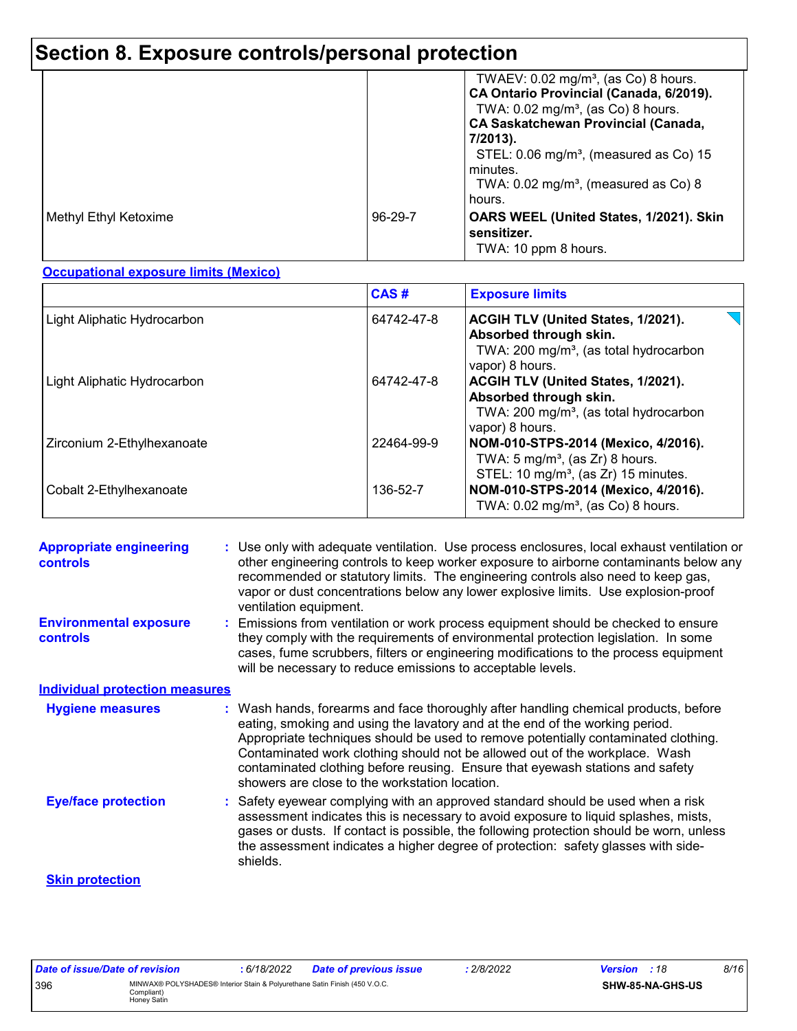## Section 8. Exposure controls/personal protection

| | | |
|---|---|---|
| | | TWAEV: 0.02 mg/m³, (as Co) 8 hours. **CA Ontario Provincial (Canada, 6/2019).** TWA: 0.02 mg/m³, (as Co) 8 hours. **CA Saskatchewan Provincial (Canada, 7/2013).** STEL: 0.06 mg/m³, (measured as Co) 15 minutes. TWA: 0.02 mg/m³, (measured as Co) 8 hours. |
| Methyl Ethyl Ketoxime | 96-29-7 | **OARS WEEL (United States, 1/2021). Skin sensitizer.** TWA: 10 ppm 8 hours. |

**Occupational exposure limits (Mexico)**

| | CAS # | Exposure limits |
|---|---|---|
| Light Aliphatic Hydrocarbon | 64742-47-8 | **ACGIH TLV (United States, 1/2021). Absorbed through skin.** TWA: 200 mg/m³, (as total hydrocarbon vapor) 8 hours. |
| Light Aliphatic Hydrocarbon | 64742-47-8 | **ACGIH TLV (United States, 1/2021). Absorbed through skin.** TWA: 200 mg/m³, (as total hydrocarbon vapor) 8 hours. |
| Zirconium 2-Ethylhexanoate | 22464-99-9 | **NOM-010-STPS-2014 (Mexico, 4/2016).** TWA: 5 mg/m³, (as Zr) 8 hours. STEL: 10 mg/m³, (as Zr) 15 minutes. |
| Cobalt 2-Ethylhexanoate | 136-52-7 | **NOM-010-STPS-2014 (Mexico, 4/2016).** TWA: 0.02 mg/m³, (as Co) 8 hours. |

**Appropriate engineering controls** : Use only with adequate ventilation. Use process enclosures, local exhaust ventilation or other engineering controls to keep worker exposure to airborne contaminants below any recommended or statutory limits. The engineering controls also need to keep gas, vapor or dust concentrations below any lower explosive limits. Use explosion-proof ventilation equipment.

**Environmental exposure controls** : Emissions from ventilation or work process equipment should be checked to ensure they comply with the requirements of environmental protection legislation. In some cases, fume scrubbers, filters or engineering modifications to the process equipment will be necessary to reduce emissions to acceptable levels.

**Individual protection measures**

**Hygiene measures** : Wash hands, forearms and face thoroughly after handling chemical products, before eating, smoking and using the lavatory and at the end of the working period. Appropriate techniques should be used to remove potentially contaminated clothing. Contaminated work clothing should not be allowed out of the workplace. Wash contaminated clothing before reusing. Ensure that eyewash stations and safety showers are close to the workstation location.

**Eye/face protection** : Safety eyewear complying with an approved standard should be used when a risk assessment indicates this is necessary to avoid exposure to liquid splashes, mists, gases or dusts. If contact is possible, the following protection should be worn, unless the assessment indicates a higher degree of protection: safety glasses with side-shields.

**Skin protection**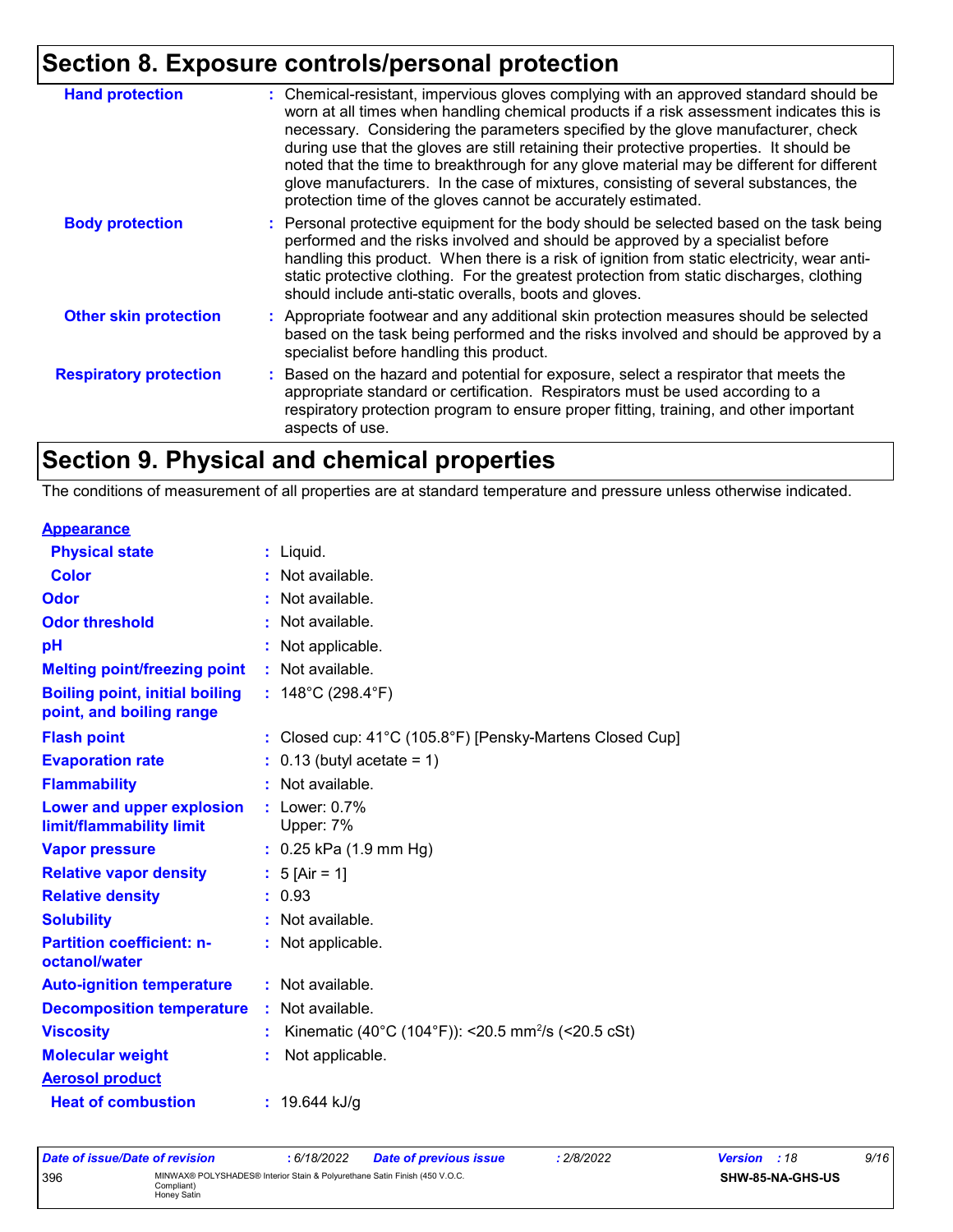## Section 8. Exposure controls/personal protection

| | |
|---|---|
| **Hand protection** | : Chemical-resistant, impervious gloves complying with an approved standard should be worn at all times when handling chemical products if a risk assessment indicates this is necessary. Considering the parameters specified by the glove manufacturer, check during use that the gloves are still retaining their protective properties. It should be noted that the time to breakthrough for any glove material may be different for different glove manufacturers. In the case of mixtures, consisting of several substances, the protection time of the gloves cannot be accurately estimated. |
| **Body protection** | : Personal protective equipment for the body should be selected based on the task being performed and the risks involved and should be approved by a specialist before handling this product. When there is a risk of ignition from static electricity, wear anti-static protective clothing. For the greatest protection from static discharges, clothing should include anti-static overalls, boots and gloves. |
| **Other skin protection** | : Appropriate footwear and any additional skin protection measures should be selected based on the task being performed and the risks involved and should be approved by a specialist before handling this product. |
| **Respiratory protection** | : Based on the hazard and potential for exposure, select a respirator that meets the appropriate standard or certification. Respirators must be used according to a respiratory protection program to ensure proper fitting, training, and other important aspects of use. |

## Section 9. Physical and chemical properties

The conditions of measurement of all properties are at standard temperature and pressure unless otherwise indicated.

**Appearance**

| | |
|---|---|
| **Physical state** | : Liquid. |
| **Color** | : Not available. |
| **Odor** | : Not available. |
| **Odor threshold** | : Not available. |
| **pH** | : Not applicable. |
| **Melting point/freezing point** | : Not available. |
| **Boiling point, initial boiling point, and boiling range** | : 148°C (298.4°F) |
| **Flash point** | : Closed cup: 41°C (105.8°F) [Pensky-Martens Closed Cup] |
| **Evaporation rate** | : 0.13 (butyl acetate = 1) |
| **Flammability** | : Not available. |
| **Lower and upper explosion limit/flammability limit** | : Lower: 0.7%<br>Upper: 7% |
| **Vapor pressure** | : 0.25 kPa (1.9 mm Hg) |
| **Relative vapor density** | : 5 [Air = 1] |
| **Relative density** | : 0.93 |
| **Solubility** | : Not available. |
| **Partition coefficient: n-octanol/water** | : Not applicable. |
| **Auto-ignition temperature** | : Not available. |
| **Decomposition temperature** | : Not available. |
| **Viscosity** | : Kinematic (40°C (104°F)): <20.5 $mm^2/s$ (<20.5 cSt) |
| **Molecular weight** | : Not applicable. |

**Aerosol product**

| | |
|---|---|
| **Heat of combustion** | : 19.644 kJ/g |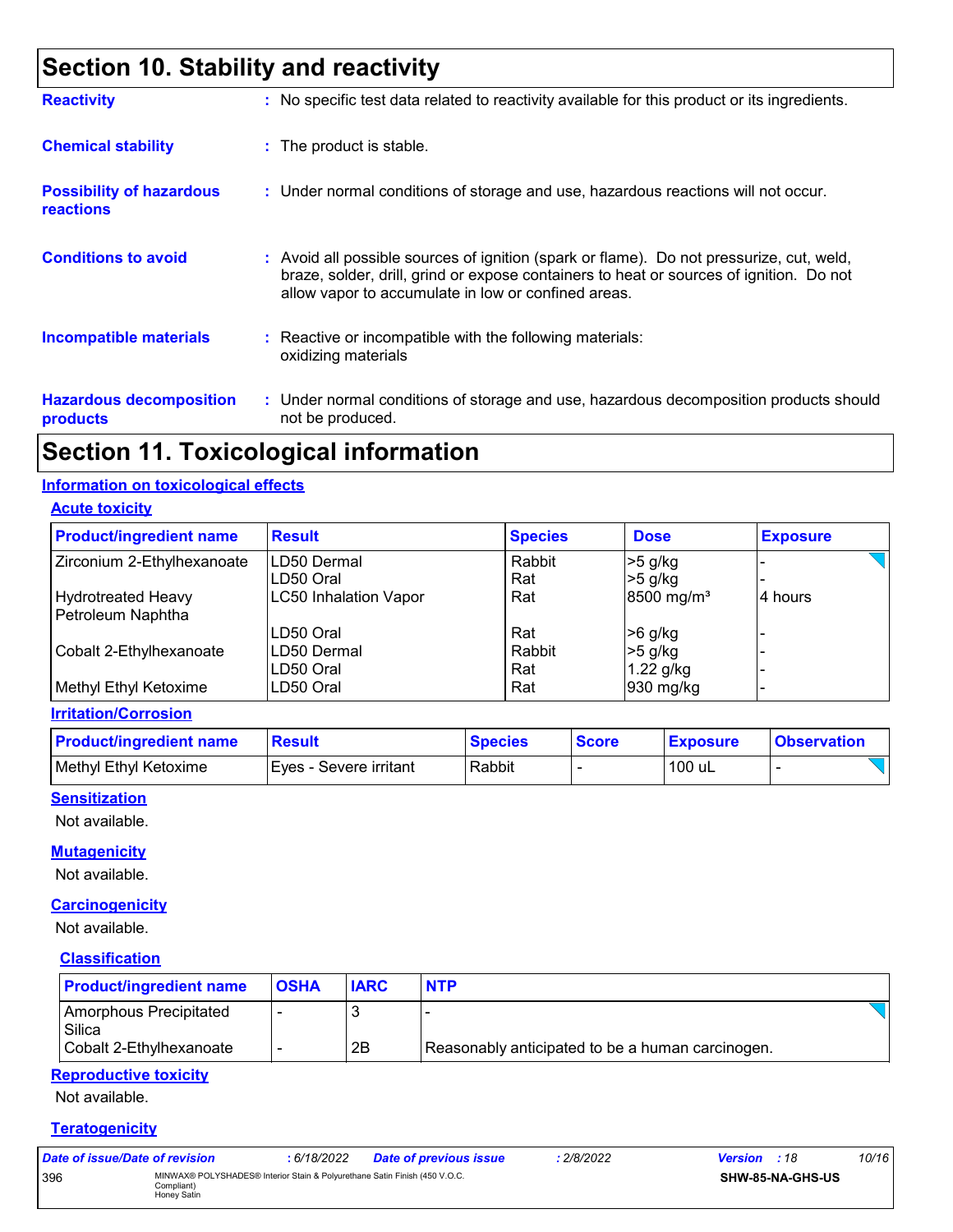## Section 10. Stability and reactivity

**Reactivity** : No specific test data related to reactivity available for this product or its ingredients.

**Chemical stability** : The product is stable.

**Possibility of hazardous reactions** : Under normal conditions of storage and use, hazardous reactions will not occur.

**Conditions to avoid** : Avoid all possible sources of ignition (spark or flame). Do not pressurize, cut, weld, braze, solder, drill, grind or expose containers to heat or sources of ignition. Do not allow vapor to accumulate in low or confined areas.

**Incompatible materials** : Reactive or incompatible with the following materials: oxidizing materials

**Hazardous decomposition products** : Under normal conditions of storage and use, hazardous decomposition products should not be produced.

## Section 11. Toxicological information

### Information on toxicological effects

#### Acute toxicity

| Product/ingredient name | Result | Species | Dose | Exposure |
|---|---|---|---|---|
| Zirconium 2-Ethylhexanoate | LD50 Dermal | Rabbit | >5 g/kg | - |
| | LD50 Oral | Rat | >5 g/kg | - |
| Hydrotreated Heavy Petroleum Naphtha | LC50 Inhalation Vapor | Rat | 8500 mg/m³ | 4 hours |
| | LD50 Oral | Rat | >6 g/kg | - |
| Cobalt 2-Ethylhexanoate | LD50 Dermal | Rabbit | >5 g/kg | - |
| | LD50 Oral | Rat | 1.22 g/kg | - |
| Methyl Ethyl Ketoxime | LD50 Oral | Rat | 930 mg/kg | - |

#### Irritation/Corrosion

| Product/ingredient name | Result | Species | Score | Exposure | Observation |
|---|---|---|---|---|---|
| Methyl Ethyl Ketoxime | Eyes - Severe irritant | Rabbit | - | 100 uL | - |

#### Sensitization

Not available.

#### Mutagenicity

Not available.

#### Carcinogenicity

Not available.

#### Classification

| Product/ingredient name | OSHA | IARC | NTP |
|---|---|---|---|
| Amorphous Precipitated Silica | - | 3 | - |
| Cobalt 2-Ethylhexanoate | - | 2B | Reasonably anticipated to be a human carcinogen. |

#### Reproductive toxicity

Not available.

#### Teratogenicity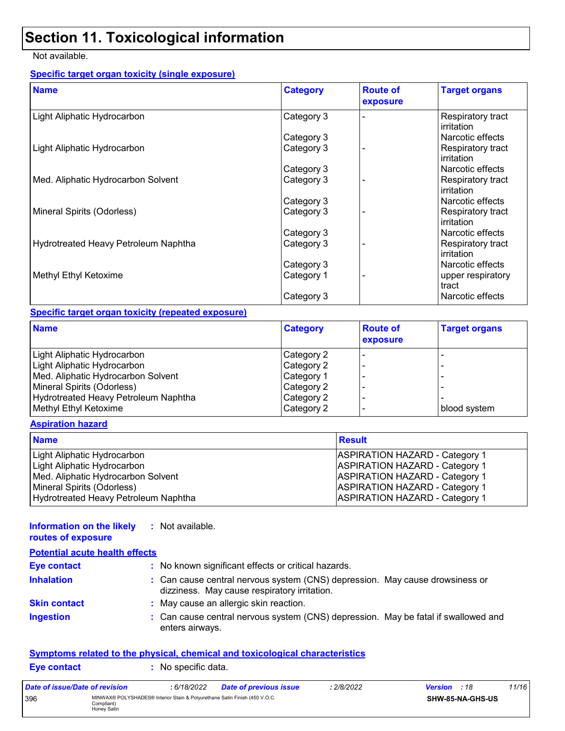## Section 11. Toxicological information

Not available.

**Specific target organ toxicity (single exposure)**

| Name | Category | Route of exposure | Target organs |
|---|---|---|---|
| Light Aliphatic Hydrocarbon | Category 3 | - | Respiratory tract irritation |
| | Category 3 | | Narcotic effects |
| Light Aliphatic Hydrocarbon | Category 3 | - | Respiratory tract irritation |
| | Category 3 | | Narcotic effects |
| Med. Aliphatic Hydrocarbon Solvent | Category 3 | - | Respiratory tract irritation |
| | Category 3 | | Narcotic effects |
| Mineral Spirits (Odorless) | Category 3 | - | Respiratory tract irritation |
| | Category 3 | | Narcotic effects |
| Hydrotreated Heavy Petroleum Naphtha | Category 3 | - | Respiratory tract irritation |
| | Category 3 | | Narcotic effects |
| Methyl Ethyl Ketoxime | Category 1 | - | upper respiratory tract |
| | Category 3 | | Narcotic effects |

**Specific target organ toxicity (repeated exposure)**

| Name | Category | Route of exposure | Target organs |
|---|---|---|---|
| Light Aliphatic Hydrocarbon | Category 2 | - | - |
| Light Aliphatic Hydrocarbon | Category 2 | - | - |
| Med. Aliphatic Hydrocarbon Solvent | Category 1 | - | - |
| Mineral Spirits (Odorless) | Category 2 | - | - |
| Hydrotreated Heavy Petroleum Naphtha | Category 2 | - | - |
| Methyl Ethyl Ketoxime | Category 2 | - | blood system |

**Aspiration hazard**

| Name | Result |
|---|---|
| Light Aliphatic Hydrocarbon | ASPIRATION HAZARD - Category 1 |
| Light Aliphatic Hydrocarbon | ASPIRATION HAZARD - Category 1 |
| Med. Aliphatic Hydrocarbon Solvent | ASPIRATION HAZARD - Category 1 |
| Mineral Spirits (Odorless) | ASPIRATION HAZARD - Category 1 |
| Hydrotreated Heavy Petroleum Naphtha | ASPIRATION HAZARD - Category 1 |

**Information on the likely routes of exposure** : Not available.

**Potential acute health effects**

**Eye contact** : No known significant effects or critical hazards.

**Inhalation** : Can cause central nervous system (CNS) depression. May cause drowsiness or dizziness. May cause respiratory irritation.

**Skin contact** : May cause an allergic skin reaction.

**Ingestion** : Can cause central nervous system (CNS) depression. May be fatal if swallowed and enters airways.

**Symptoms related to the physical, chemical and toxicological characteristics**

**Eye contact** : No specific data.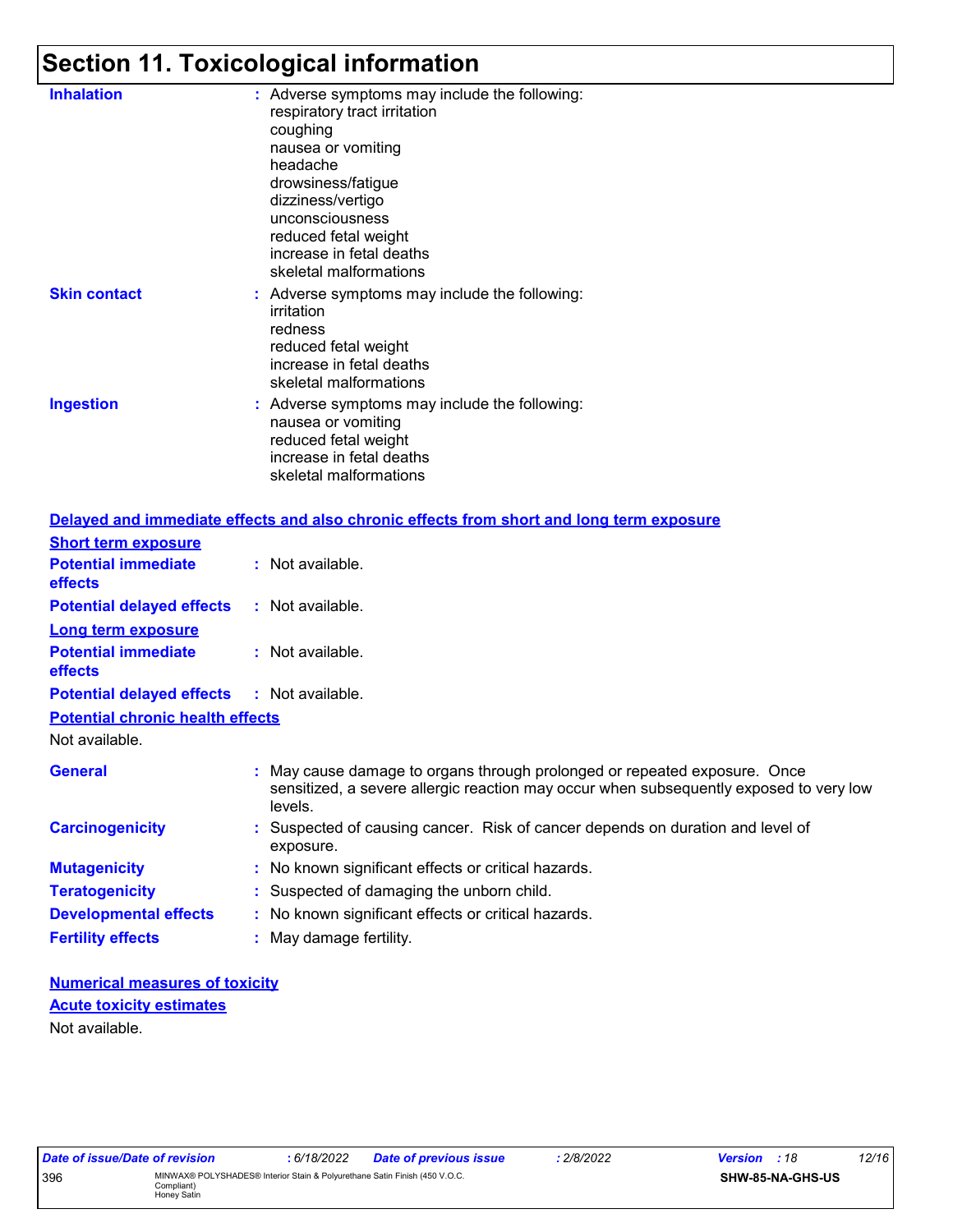# Section 11. Toxicological information

**Inhalation** : Adverse symptoms may include the following:
respiratory tract irritation
coughing
nausea or vomiting
headache
drowsiness/fatigue
dizziness/vertigo
unconsciousness
reduced fetal weight
increase in fetal deaths
skeletal malformations

**Skin contact** : Adverse symptoms may include the following:
irritation
redness
reduced fetal weight
increase in fetal deaths
skeletal malformations

**Ingestion** : Adverse symptoms may include the following:
nausea or vomiting
reduced fetal weight
increase in fetal deaths
skeletal malformations

## Delayed and immediate effects and also chronic effects from short and long term exposure

### Short term exposure

**Potential immediate effects** : Not available.

**Potential delayed effects** : Not available.

### Long term exposure

**Potential immediate effects** : Not available.

**Potential delayed effects** : Not available.

### Potential chronic health effects

Not available.

**General** : May cause damage to organs through prolonged or repeated exposure. Once sensitized, a severe allergic reaction may occur when subsequently exposed to very low levels.

**Carcinogenicity** : Suspected of causing cancer. Risk of cancer depends on duration and level of exposure.

**Mutagenicity** : No known significant effects or critical hazards.

**Teratogenicity** : Suspected of damaging the unborn child.

**Developmental effects** : No known significant effects or critical hazards.

**Fertility effects** : May damage fertility.

## Numerical measures of toxicity

### Acute toxicity estimates

Not available.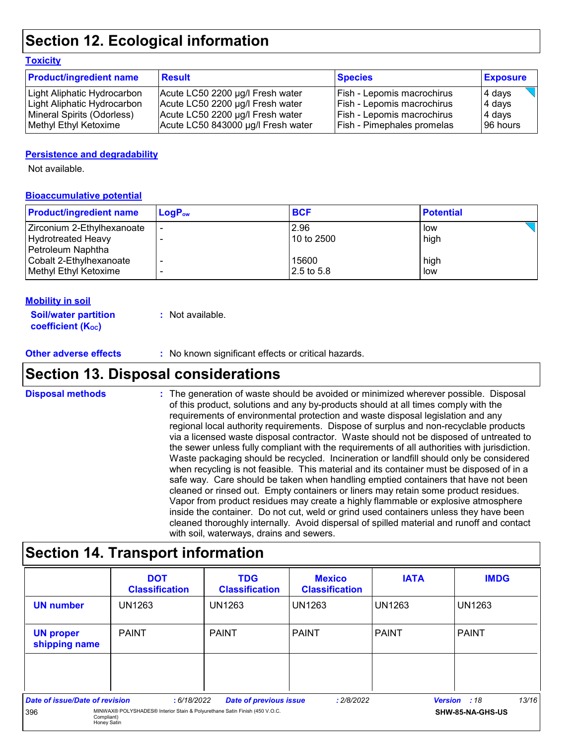# Section 12. Ecological information

### Toxicity

| Product/ingredient name | Result | Species | Exposure |
|---|---|---|---|
| Light Aliphatic Hydrocarbon | Acute LC50 2200 µg/l Fresh water | Fish - Lepomis macrochirus | 4 days |
| Light Aliphatic Hydrocarbon | Acute LC50 2200 µg/l Fresh water | Fish - Lepomis macrochirus | 4 days |
| Mineral Spirits (Odorless) | Acute LC50 2200 µg/l Fresh water | Fish - Lepomis macrochirus | 4 days |
| Methyl Ethyl Ketoxime | Acute LC50 843000 µg/l Fresh water | Fish - Pimephales promelas | 96 hours |

### Persistence and degradability

Not available.

### Bioaccumulative potential

| Product/ingredient name | $LogP_{ow}$ | BCF | Potential |
|---|---|---|---|
| Zirconium 2-Ethylhexanoate | - | 2.96 | low |
| Hydrotreated Heavy Petroleum Naphtha | - | 10 to 2500 | high |
| Cobalt 2-Ethylhexanoate | - | 15600 | high |
| Methyl Ethyl Ketoxime | - | 2.5 to 5.8 | low |

### Mobility in soil

**Soil/water partition coefficient ($K_{OC}$)** : Not available.

**Other adverse effects** : No known significant effects or critical hazards.

# Section 13. Disposal considerations

**Disposal methods** : The generation of waste should be avoided or minimized wherever possible. Disposal of this product, solutions and any by-products should at all times comply with the requirements of environmental protection and waste disposal legislation and any regional local authority requirements. Dispose of surplus and non-recyclable products via a licensed waste disposal contractor. Waste should not be disposed of untreated to the sewer unless fully compliant with the requirements of all authorities with jurisdiction. Waste packaging should be recycled. Incineration or landfill should only be considered when recycling is not feasible. This material and its container must be disposed of in a safe way. Care should be taken when handling emptied containers that have not been cleaned or rinsed out. Empty containers or liners may retain some product residues. Vapor from product residues may create a highly flammable or explosive atmosphere inside the container. Do not cut, weld or grind used containers unless they have been cleaned thoroughly internally. Avoid dispersal of spilled material and runoff and contact with soil, waterways, drains and sewers.

# Section 14. Transport information

| | DOT Classification | TDG Classification | Mexico Classification | IATA | IMDG |
|---|---|---|---|---|---|
| UN number | UN1263 | UN1263 | UN1263 | UN1263 | UN1263 |
| UN proper shipping name | PAINT | PAINT | PAINT | PAINT | PAINT |
| | | | | | |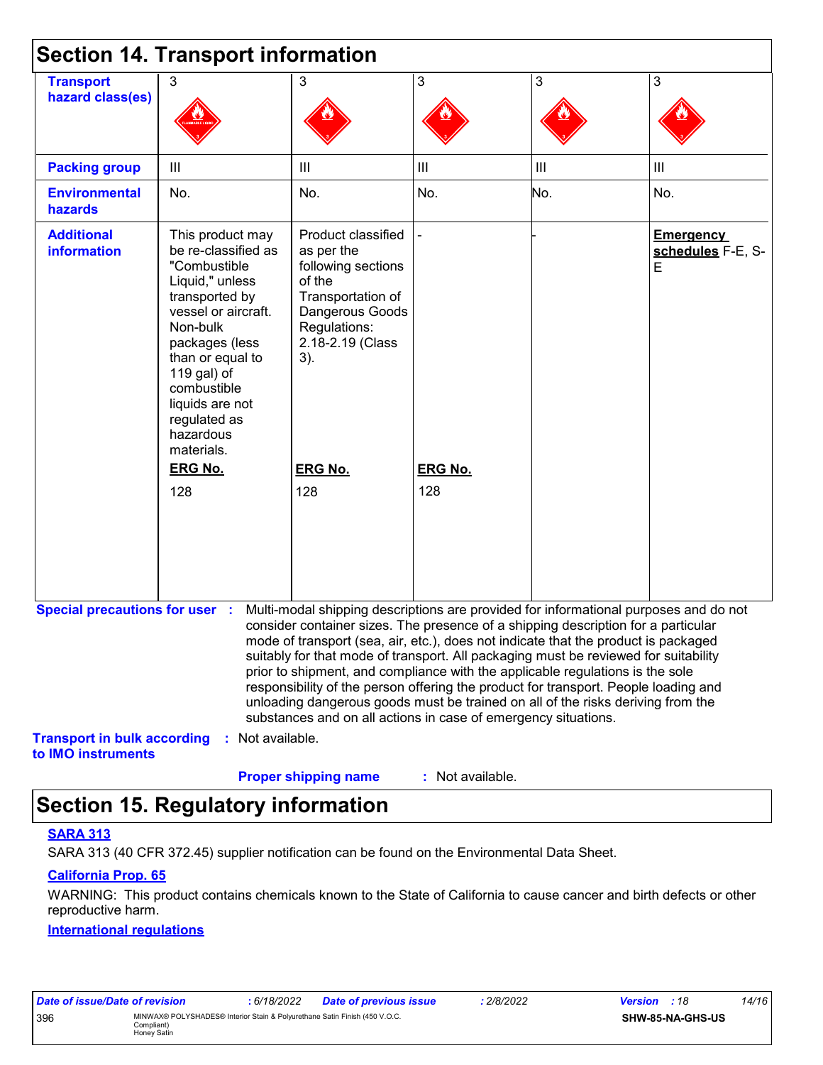## Section 14. Transport information

| | | | | | |
|---|---|---|---|---|---|
| **Transport hazard class(es)** | 3 | 3 | 3 | 3 | 3 |
| **Packing group** | III | III | III | III | III |
| **Environmental hazards** | No. | No. | No. | No. | No. |
| **Additional information** | This product may be re-classified as "Combustible Liquid," unless transported by vessel or aircraft. Non-bulk packages (less than or equal to 119 gal) of combustible liquids are not regulated as hazardous materials.<br>**ERG No.**<br>128 | Product classified as per the following sections of the Transportation of Dangerous Goods Regulations: 2.18-2.19 (Class 3).<br>**ERG No.**<br>128 | -<br>**ERG No.**<br>128 | - | **Emergency schedules** F-E, S-E |

**Special precautions for user** : Multi-modal shipping descriptions are provided for informational purposes and do not consider container sizes. The presence of a shipping description for a particular mode of transport (sea, air, etc.), does not indicate that the product is packaged suitably for that mode of transport. All packaging must be reviewed for suitability prior to shipment, and compliance with the applicable regulations is the sole responsibility of the person offering the product for transport. People loading and unloading dangerous goods must be trained on all of the risks deriving from the substances and on all actions in case of emergency situations.

**Transport in bulk according to IMO instruments** : Not available.

**Proper shipping name** : Not available.

## Section 15. Regulatory information

**SARA 313**

SARA 313 (40 CFR 372.45) supplier notification can be found on the Environmental Data Sheet.

**California Prop. 65**

WARNING: This product contains chemicals known to the State of California to cause cancer and birth defects or other reproductive harm.

**International regulations**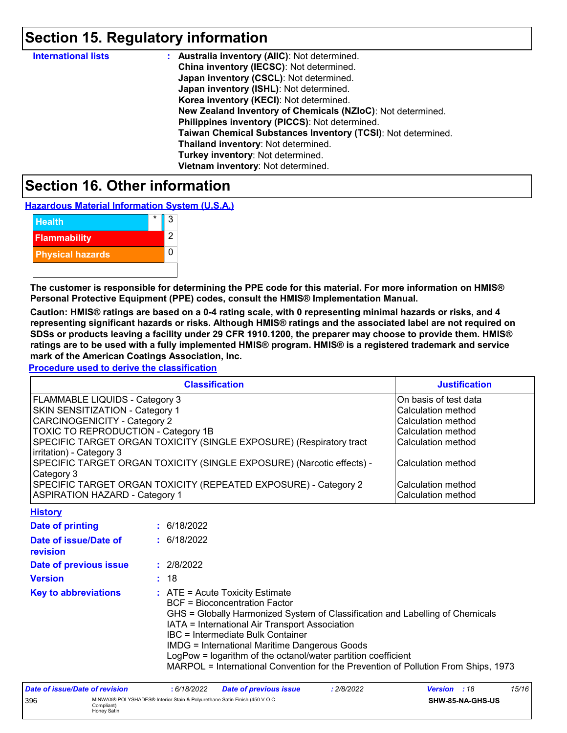# Section 15. Regulatory information

**International lists** : **Australia inventory (AIIC)**: Not determined.
**China inventory (IECSC)**: Not determined.
**Japan inventory (CSCL)**: Not determined.
**Japan inventory (ISHL)**: Not determined.
**Korea inventory (KECI)**: Not determined.
**New Zealand Inventory of Chemicals (NZIoC)**: Not determined.
**Philippines inventory (PICCS)**: Not determined.
**Taiwan Chemical Substances Inventory (TCSI)**: Not determined.
**Thailand inventory**: Not determined.
**Turkey inventory**: Not determined.
**Vietnam inventory**: Not determined.

# Section 16. Other information

**Hazardous Material Information System (U.S.A.)**

| | | |
|---|---|---|
| Health | * | 3 |
| Flammability | | 2 |
| Physical hazards | | 0 |
| | | |

**The customer is responsible for determining the PPE code for this material. For more information on HMIS® Personal Protective Equipment (PPE) codes, consult the HMIS® Implementation Manual.**

**Caution: HMIS® ratings are based on a 0-4 rating scale, with 0 representing minimal hazards or risks, and 4 representing significant hazards or risks. Although HMIS® ratings and the associated label are not required on SDSs or products leaving a facility under 29 CFR 1910.1200, the preparer may choose to provide them. HMIS® ratings are to be used with a fully implemented HMIS® program. HMIS® is a registered trademark and service mark of the American Coatings Association, Inc.**

**Procedure used to derive the classification**

| Classification | Justification |
|---|---|
| FLAMMABLE LIQUIDS - Category 3 | On basis of test data |
| SKIN SENSITIZATION - Category 1 | Calculation method |
| CARCINOGENICITY - Category 2 | Calculation method |
| TOXIC TO REPRODUCTION - Category 1B | Calculation method |
| SPECIFIC TARGET ORGAN TOXICITY (SINGLE EXPOSURE) (Respiratory tract irritation) - Category 3 | Calculation method |
| SPECIFIC TARGET ORGAN TOXICITY (SINGLE EXPOSURE) (Narcotic effects) - Category 3 | Calculation method |
| SPECIFIC TARGET ORGAN TOXICITY (REPEATED EXPOSURE) - Category 2 | Calculation method |
| ASPIRATION HAZARD - Category 1 | Calculation method |

**History**

**Date of printing** : 6/18/2022

**Date of issue/Date of revision** : 6/18/2022

**Date of previous issue** : 2/8/2022

**Version** : 18

**Key to abbreviations** : ATE = Acute Toxicity Estimate
BCF = Bioconcentration Factor
GHS = Globally Harmonized System of Classification and Labelling of Chemicals
IATA = International Air Transport Association
IBC = Intermediate Bulk Container
IMDG = International Maritime Dangerous Goods
LogPow = logarithm of the octanol/water partition coefficient
MARPOL = International Convention for the Prevention of Pollution From Ships, 1973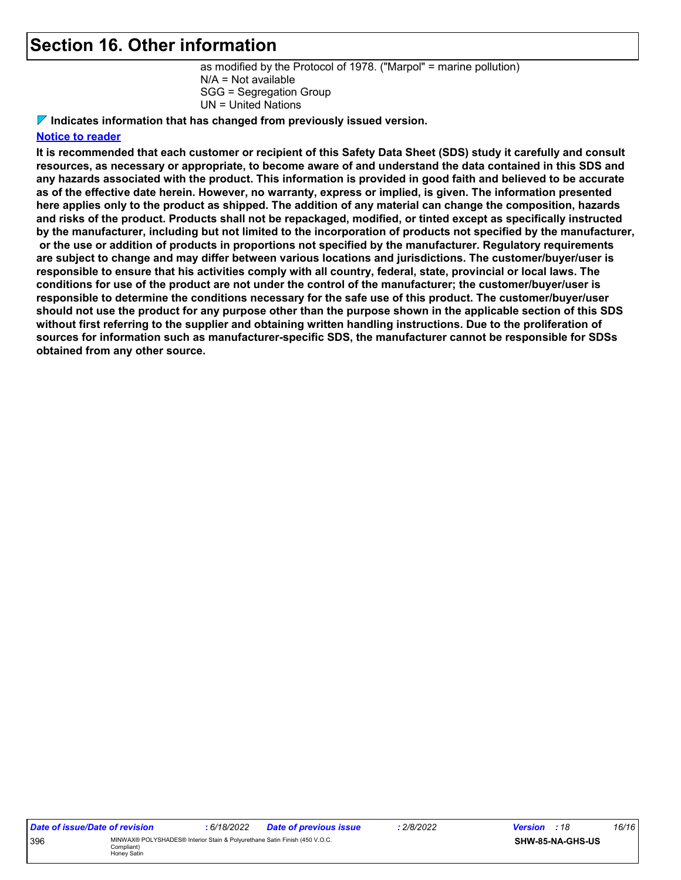# Section 16. Other information

as modified by the Protocol of 1978. ("Marpol" = marine pollution)
N/A = Not available
SGG = Segregation Group
UN = United Nations

**Indicates information that has changed from previously issued version.**

**Notice to reader**

**It is recommended that each customer or recipient of this Safety Data Sheet (SDS) study it carefully and consult resources, as necessary or appropriate, to become aware of and understand the data contained in this SDS and any hazards associated with the product. This information is provided in good faith and believed to be accurate as of the effective date herein. However, no warranty, express or implied, is given. The information presented here applies only to the product as shipped. The addition of any material can change the composition, hazards and risks of the product. Products shall not be repackaged, modified, or tinted except as specifically instructed by the manufacturer, including but not limited to the incorporation of products not specified by the manufacturer, or the use or addition of products in proportions not specified by the manufacturer. Regulatory requirements are subject to change and may differ between various locations and jurisdictions. The customer/buyer/user is responsible to ensure that his activities comply with all country, federal, state, provincial or local laws. The conditions for use of the product are not under the control of the manufacturer; the customer/buyer/user is responsible to determine the conditions necessary for the safe use of this product. The customer/buyer/user should not use the product for any purpose other than the purpose shown in the applicable section of this SDS without first referring to the supplier and obtaining written handling instructions. Due to the proliferation of sources for information such as manufacturer-specific SDS, the manufacturer cannot be responsible for SDSs obtained from any other source.**